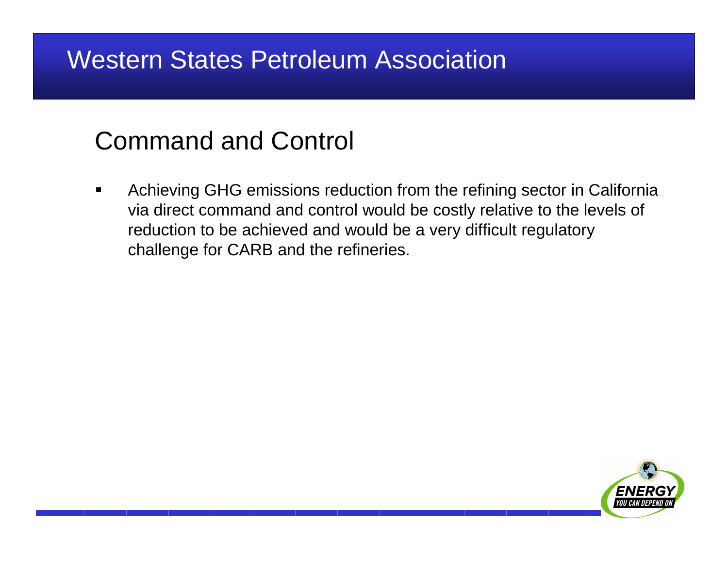# Western States Petroleum Association

## Command and Control

- Achieving GHG emissions reduction from the refining sector in California via direct command and control would be costly relative to the levels of reduction to be achieved and would be a very difficult regulatory challenge for CARB and the refineries.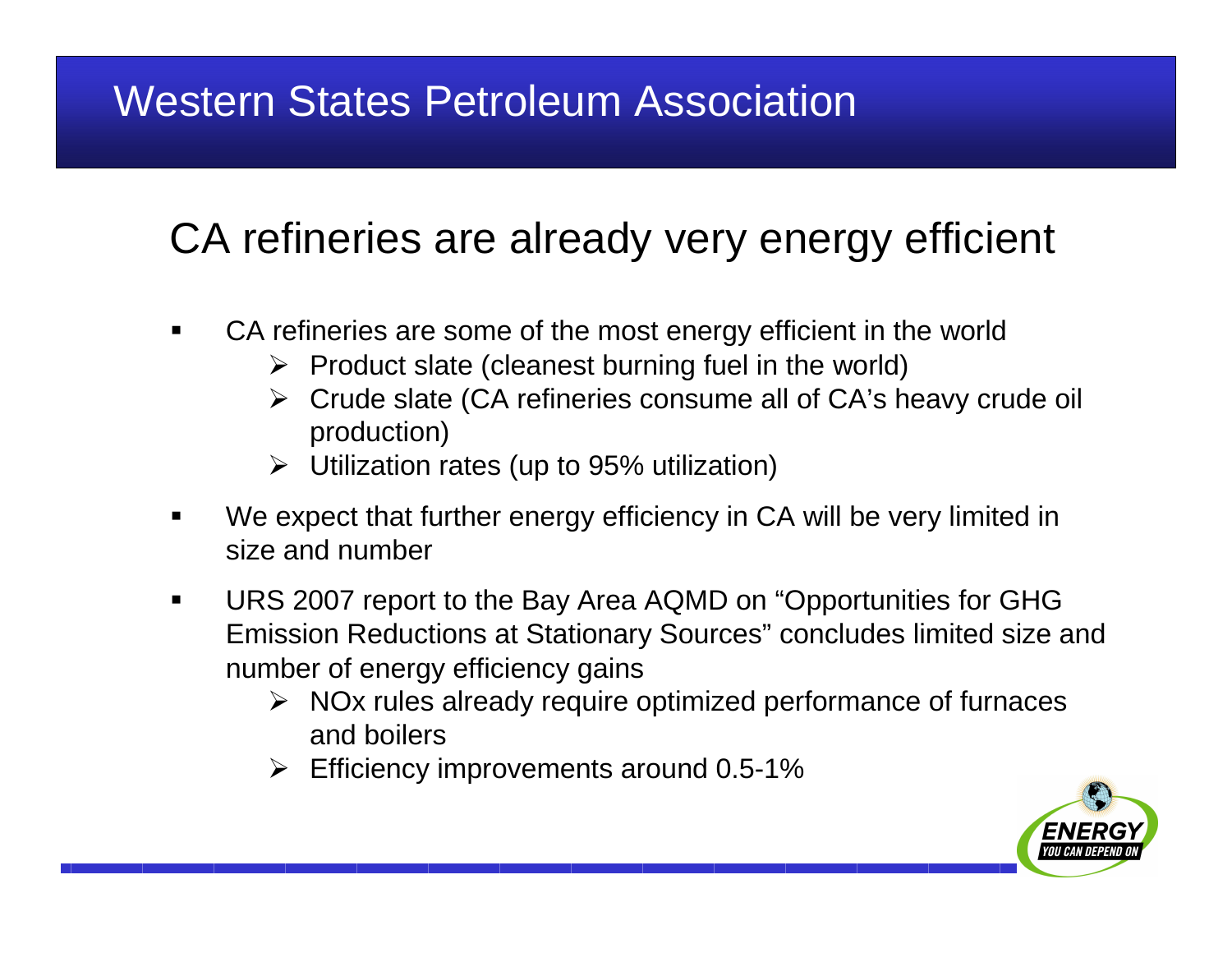# Western States Petroleum Association

## CA refineries are already very energy efficient

- CA refineries are some of the most energy efficient in the world
  - Product slate (cleanest burning fuel in the world)
  - Crude slate (CA refineries consume all of CA's heavy crude oil production)
  - Utilization rates (up to 95% utilization)
- We expect that further energy efficiency in CA will be very limited in size and number
- URS 2007 report to the Bay Area AQMD on "Opportunities for GHG Emission Reductions at Stationary Sources" concludes limited size and number of energy efficiency gains
  - NOx rules already require optimized performance of furnaces and boilers
  - Efficiency improvements around 0.5-1%

ENERGY
YOU CAN DEPEND ON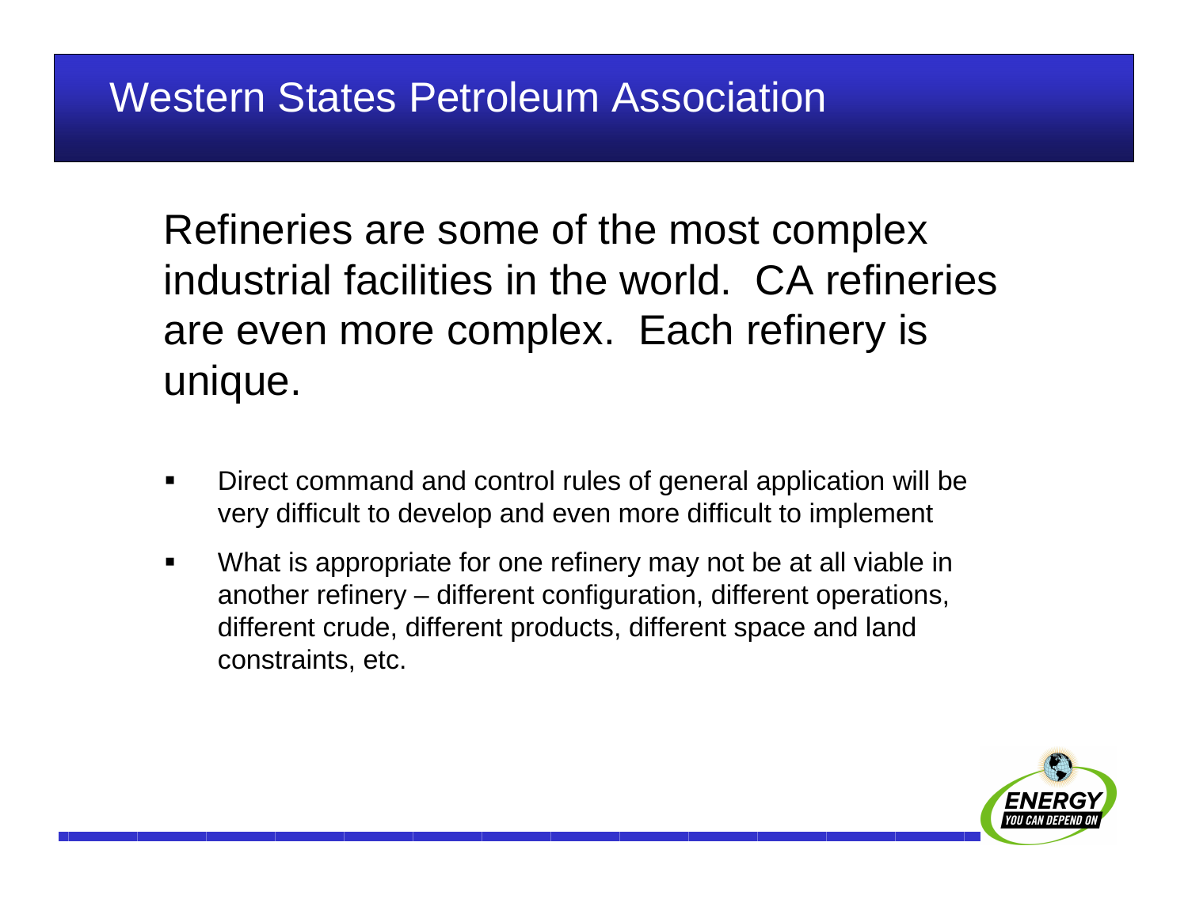# Western States Petroleum Association

Refineries are some of the most complex industrial facilities in the world. CA refineries are even more complex. Each refinery is unique.

- Direct command and control rules of general application will be very difficult to develop and even more difficult to implement
- What is appropriate for one refinery may not be at all viable in another refinery – different configuration, different operations, different crude, different products, different space and land constraints, etc.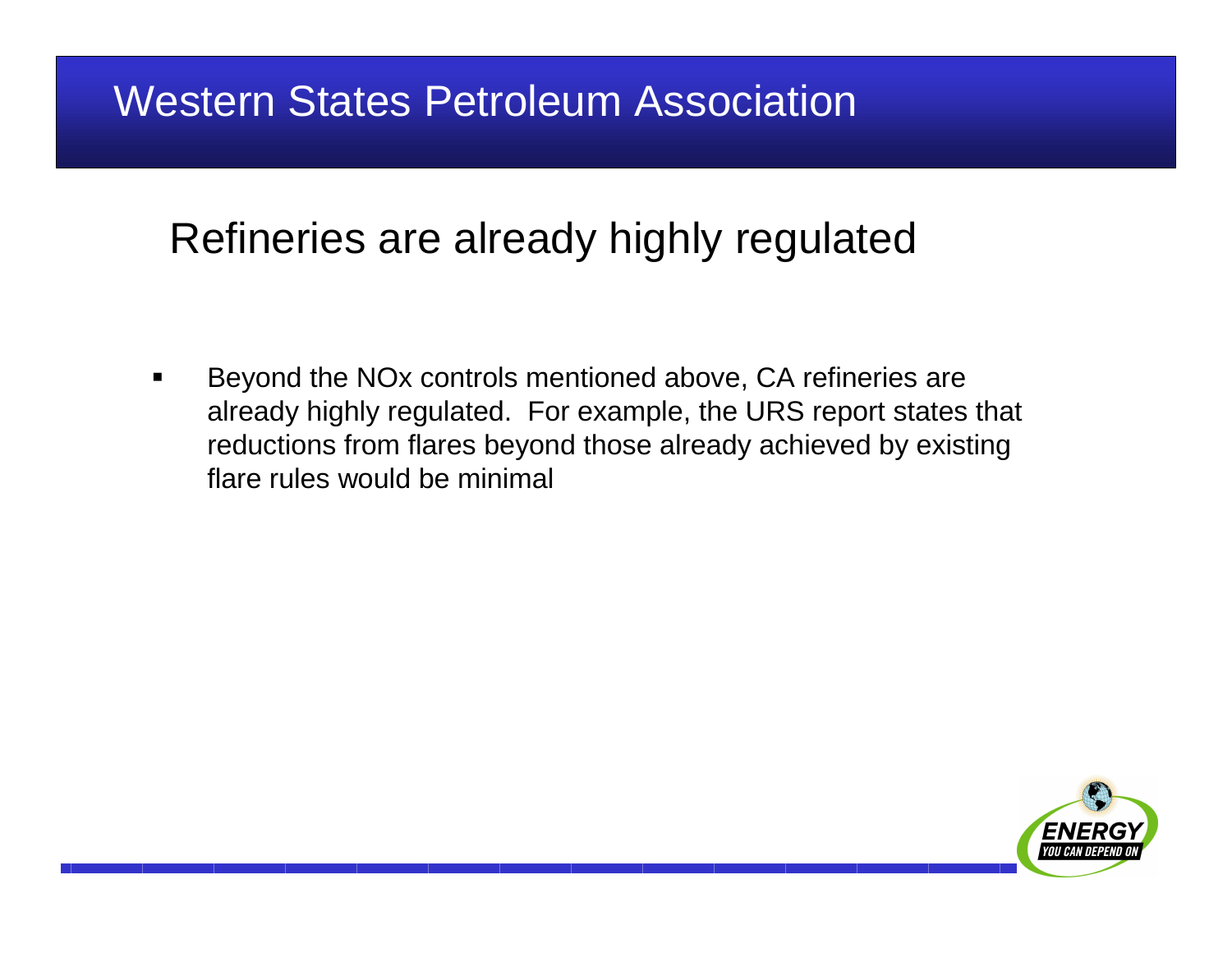# Western States Petroleum Association

## Refineries are already highly regulated

- Beyond the NOx controls mentioned above, CA refineries are already highly regulated. For example, the URS report states that reductions from flares beyond those already achieved by existing flare rules would be minimal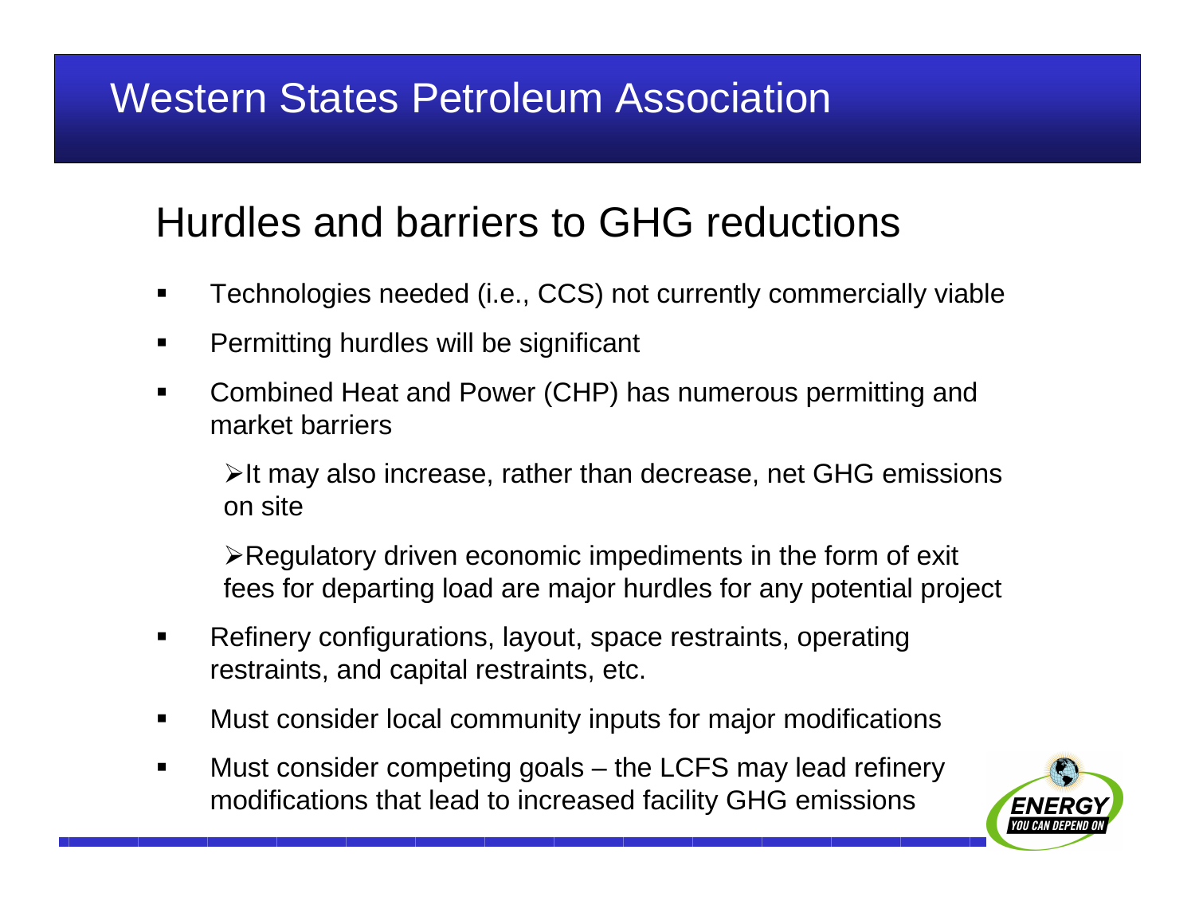# Western States Petroleum Association

## Hurdles and barriers to GHG reductions

- Technologies needed (i.e., CCS) not currently commercially viable
- Permitting hurdles will be significant
- Combined Heat and Power (CHP) has numerous permitting and market barriers
  - It may also increase, rather than decrease, net GHG emissions on site
  - Regulatory driven economic impediments in the form of exit fees for departing load are major hurdles for any potential project
- Refinery configurations, layout, space restraints, operating restraints, and capital restraints, etc.
- Must consider local community inputs for major modifications
- Must consider competing goals – the LCFS may lead refinery modifications that lead to increased facility GHG emissions

ENERGY YOU CAN DEPEND ON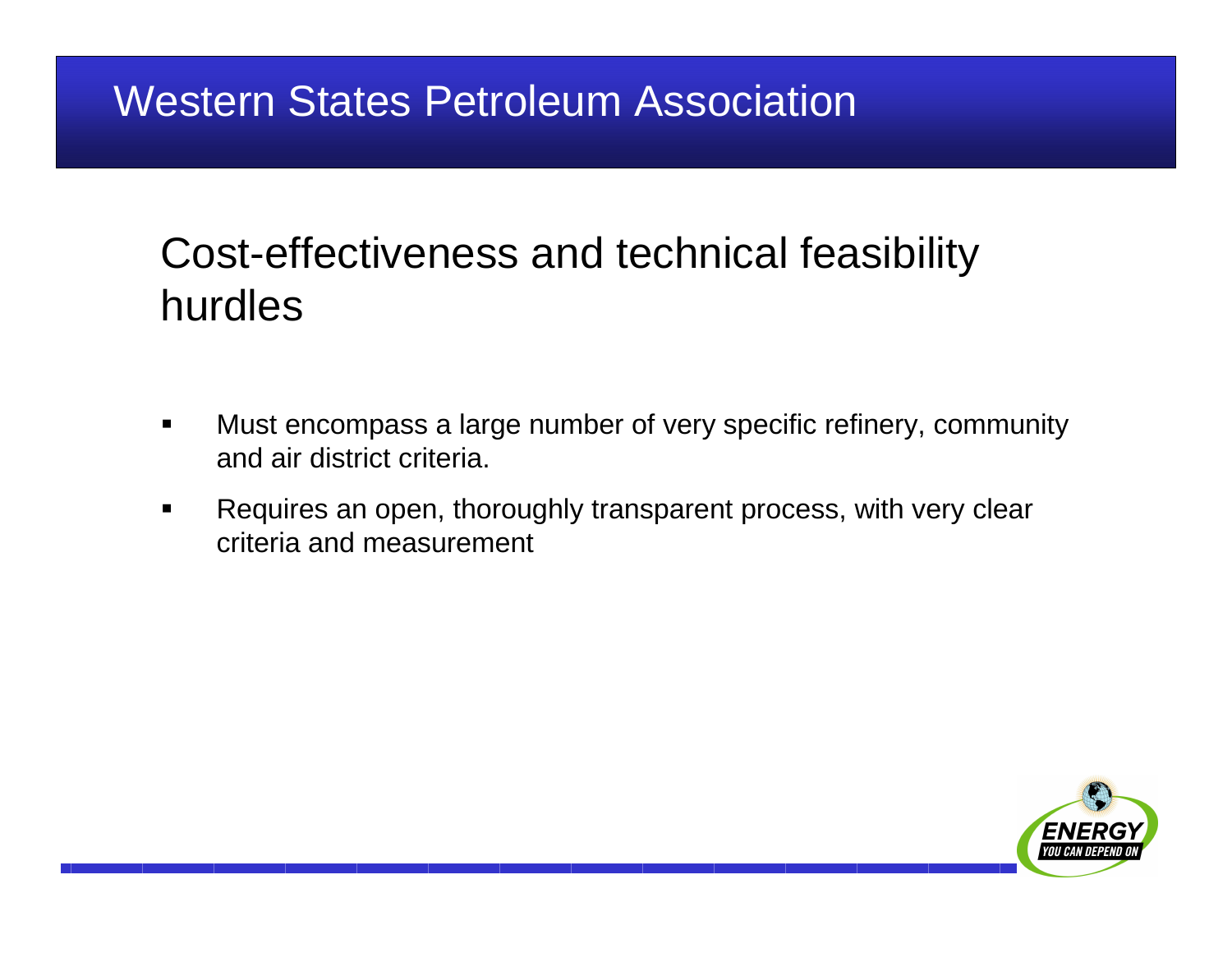## Cost-effectiveness and technical feasibility hurdles

- Must encompass a large number of very specific refinery, community and air district criteria.
- Requires an open, thoroughly transparent process, with very clear criteria and measurement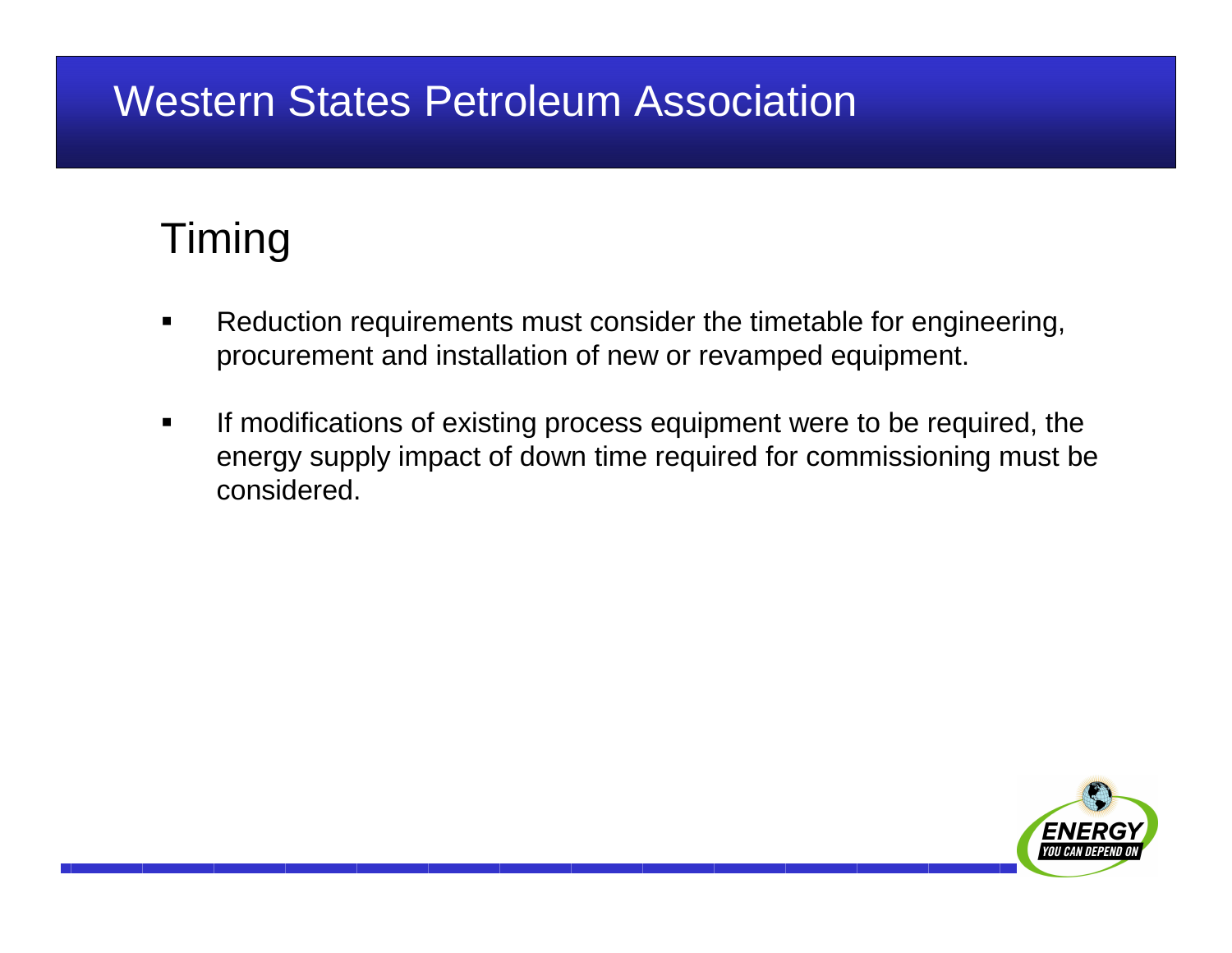# Western States Petroleum Association

## Timing

- Reduction requirements must consider the timetable for engineering, procurement and installation of new or revamped equipment.
- If modifications of existing process equipment were to be required, the energy supply impact of down time required for commissioning must be considered.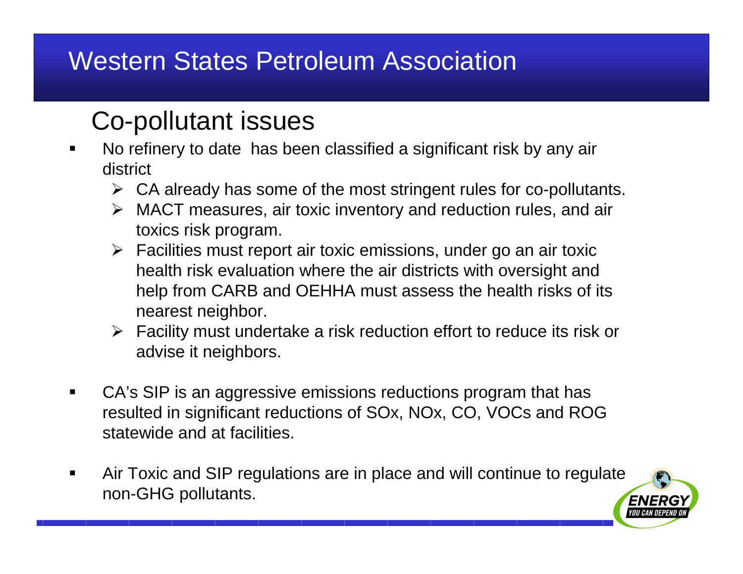# Western States Petroleum Association

## Co-pollutant issues

- No refinery to date  has been classified a significant risk by any air district
  - CA already has some of the most stringent rules for co-pollutants.
  - MACT measures, air toxic inventory and reduction rules, and air toxics risk program.
  - Facilities must report air toxic emissions, under go an air toxic health risk evaluation where the air districts with oversight and help from CARB and OEHHA must assess the health risks of its nearest neighbor.
  - Facility must undertake a risk reduction effort to reduce its risk or advise it neighbors.

- CA's SIP is an aggressive emissions reductions program that has resulted in significant reductions of SOx, NOx, CO, VOCs and ROG statewide and at facilities.

- Air Toxic and SIP regulations are in place and will continue to regulate non-GHG pollutants.

ENERGY YOU CAN DEPEND ON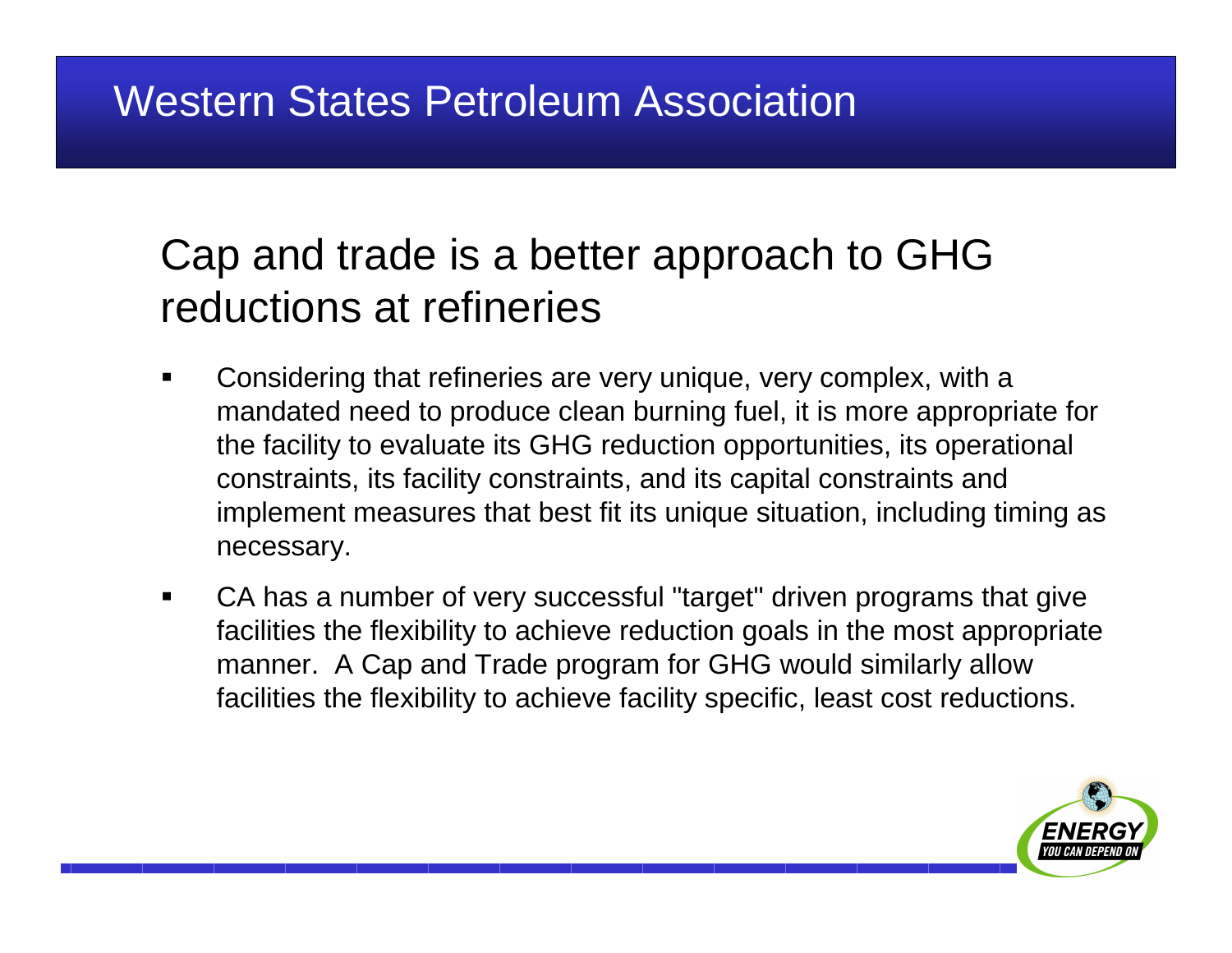# Western States Petroleum Association

## Cap and trade is a better approach to GHG reductions at refineries

- Considering that refineries are very unique, very complex, with a mandated need to produce clean burning fuel, it is more appropriate for the facility to evaluate its GHG reduction opportunities, its operational constraints, its facility constraints, and its capital constraints and implement measures that best fit its unique situation, including timing as necessary.
- CA has a number of very successful "target" driven programs that give facilities the flexibility to achieve reduction goals in the most appropriate manner. A Cap and Trade program for GHG would similarly allow facilities the flexibility to achieve facility specific, least cost reductions.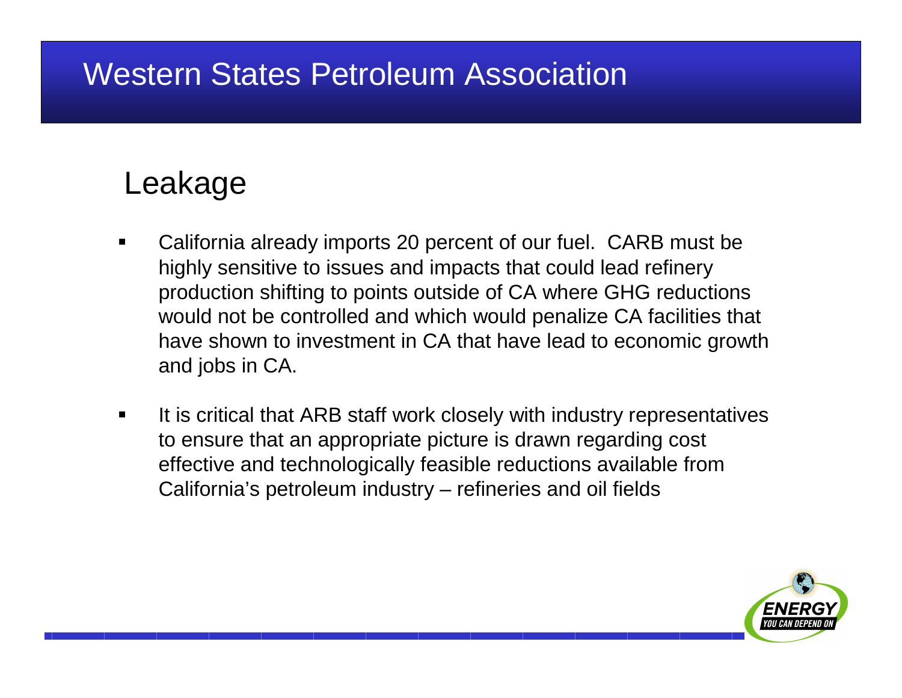# Western States Petroleum Association

## Leakage

- California already imports 20 percent of our fuel. CARB must be highly sensitive to issues and impacts that could lead refinery production shifting to points outside of CA where GHG reductions would not be controlled and which would penalize CA facilities that have shown to investment in CA that have lead to economic growth and jobs in CA.
- It is critical that ARB staff work closely with industry representatives to ensure that an appropriate picture is drawn regarding cost effective and technologically feasible reductions available from California's petroleum industry – refineries and oil fields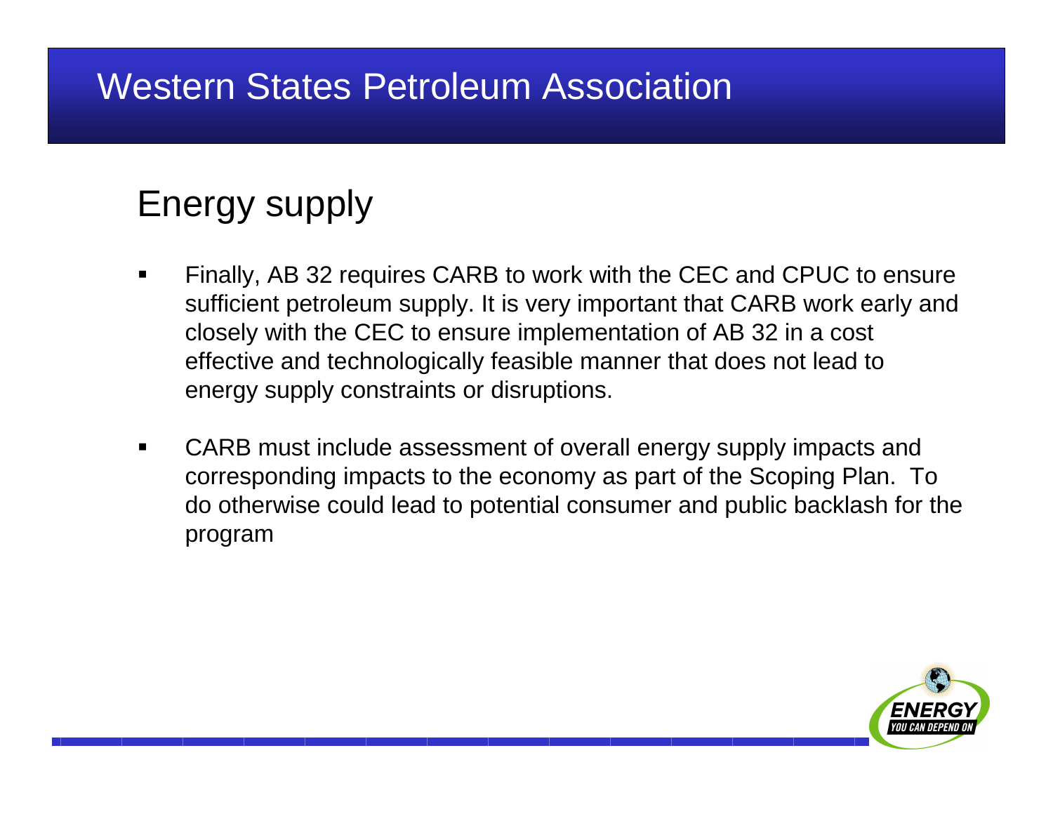# Western States Petroleum Association

## Energy supply

- Finally, AB 32 requires CARB to work with the CEC and CPUC to ensure sufficient petroleum supply. It is very important that CARB work early and closely with the CEC to ensure implementation of AB 32 in a cost effective and technologically feasible manner that does not lead to energy supply constraints or disruptions.
- CARB must include assessment of overall energy supply impacts and corresponding impacts to the economy as part of the Scoping Plan. To do otherwise could lead to potential consumer and public backlash for the program

ENERGY YOU CAN DEPEND ON